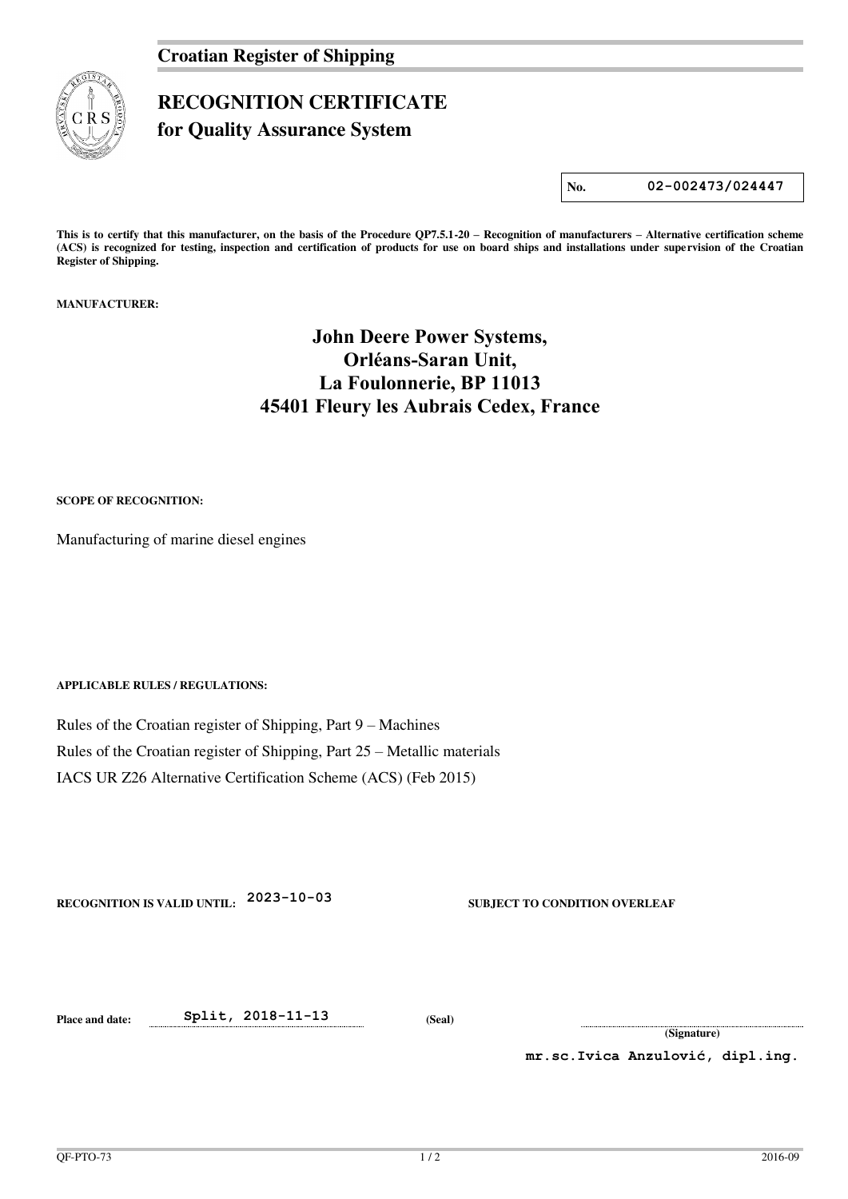## Croatian Register of Shipping

# RECOGNITION CERTIFICATE
## for Quality Assurance System

| No. | 02-002473/024447 |
|---|---|

**This is to certify that this manufacturer, on the basis of the Procedure QP7.5.1-20 – Recognition of manufacturers – Alternative certification scheme (ACS) is recognized for testing, inspection and certification of products for use on board ships and installations under supervision of the Croatian Register of Shipping.**

**MANUFACTURER:**

**John Deere Power Systems,**
**Orléans-Saran Unit,**
**La Foulonnerie, BP 11013**
**45401 Fleury les Aubrais Cedex, France**

**SCOPE OF RECOGNITION:**

Manufacturing of marine diesel engines

**APPLICABLE RULES / REGULATIONS:**

Rules of the Croatian register of Shipping, Part 9 – Machines

Rules of the Croatian register of Shipping, Part 25 – Metallic materials

IACS UR Z26 Alternative Certification Scheme (ACS) (Feb 2015)

**RECOGNITION IS VALID UNTIL:** 2023-10-03 **SUBJECT TO CONDITION OVERLEAF**

**Place and date:** Split, 2018-11-13 **(Seal)**

**(Signature)**

mr.sc.Ivica Anzulović, dipl.ing.

QF-PTO-73 2016-09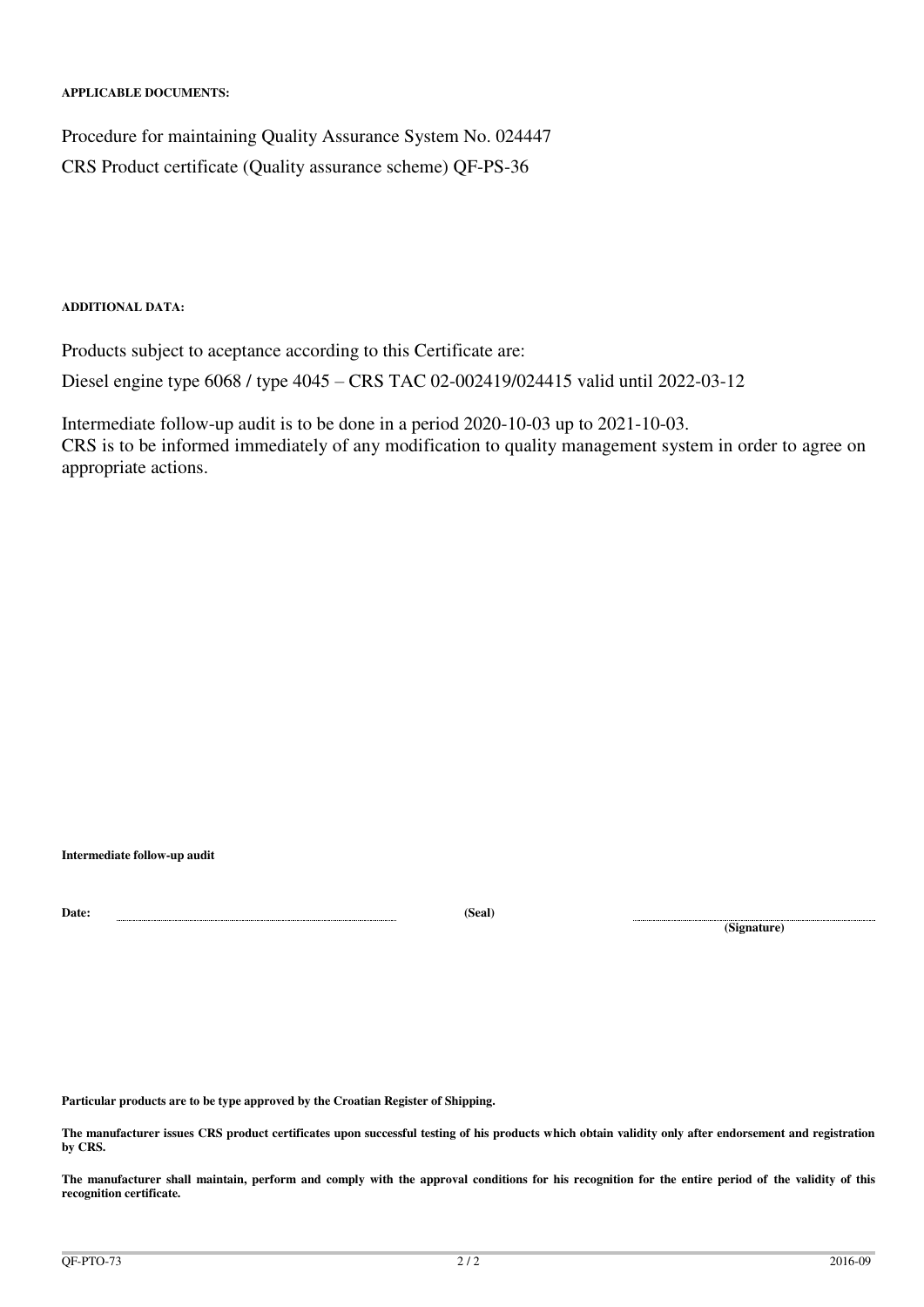**APPLICABLE DOCUMENTS:**

Procedure for maintaining Quality Assurance System No. 024447

CRS Product certificate (Quality assurance scheme) QF-PS-36

**ADDITIONAL DATA:**

Products subject to aceptance according to this Certificate are:

Diesel engine type 6068 / type 4045 – CRS TAC 02-002419/024415 valid until 2022-03-12

Intermediate follow-up audit is to be done in a period 2020-10-03 up to 2021-10-03.
CRS is to be informed immediately of any modification to quality management system in order to agree on appropriate actions.

**Intermediate follow-up audit**

**Date:** ........................................ **(Seal)** ........................................ **(Signature)**

**Particular products are to be type approved by the Croatian Register of Shipping.**

**The manufacturer issues CRS product certificates upon successful testing of his products which obtain validity only after endorsement and registration by CRS.**

**The manufacturer shall maintain, perform and comply with the approval conditions for his recognition for the entire period of the validity of this recognition certificate.**

QF-PTO-73 2016-09